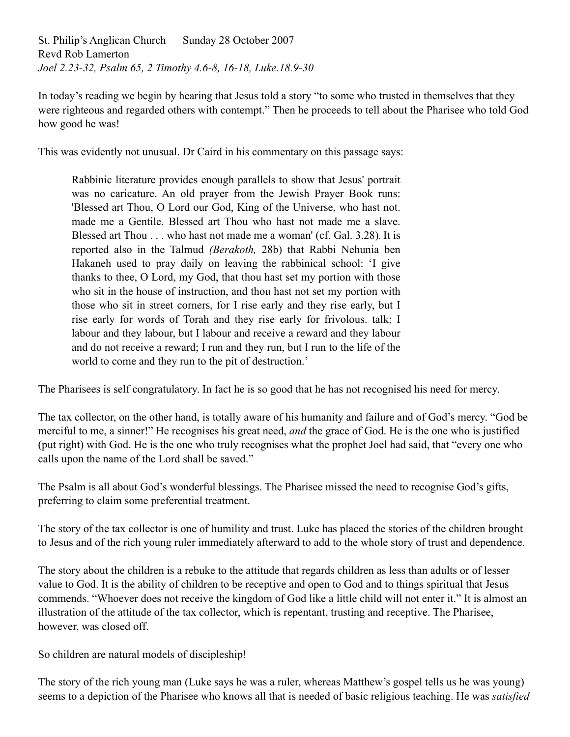St. Philip's Anglican Church — Sunday 28 October 2007
Revd Rob Lamerton
*Joel 2.23-32, Psalm 65, 2 Timothy 4.6-8, 16-18, Luke.18.9-30*

In today's reading we begin by hearing that Jesus told a story "to some who trusted in themselves that they were righteous and regarded others with contempt." Then he proceeds to tell about the Pharisee who told God how good he was!

This was evidently not unusual. Dr Caird in his commentary on this passage says:

> Rabbinic literature provides enough parallels to show that Jesus' portrait was no caricature. An old prayer from the Jewish Prayer Book runs: 'Blessed art Thou, O Lord our God, King of the Universe, who hast not. made me a Gentile. Blessed art Thou who hast not made me a slave. Blessed art Thou . . . who hast not made me a woman' (cf. Gal. 3.28). It is reported also in the Talmud *(Berakoth,* 28b) that Rabbi Nehunia ben Hakaneh used to pray daily on leaving the rabbinical school: 'I give thanks to thee, O Lord, my God, that thou hast set my portion with those who sit in the house of instruction, and thou hast not set my portion with those who sit in street corners, for I rise early and they rise early, but I rise early for words of Torah and they rise early for frivolous. talk; I labour and they labour, but I labour and receive a reward and they labour and do not receive a reward; I run and they run, but I run to the life of the world to come and they run to the pit of destruction.'

The Pharisees is self congratulatory. In fact he is so good that he has not recognised his need for mercy.

The tax collector, on the other hand, is totally aware of his humanity and failure and of God's mercy. "God be merciful to me, a sinner!" He recognises his great need, *and* the grace of God. He is the one who is justified (put right) with God. He is the one who truly recognises what the prophet Joel had said, that "every one who calls upon the name of the Lord shall be saved."

The Psalm is all about God's wonderful blessings. The Pharisee missed the need to recognise God's gifts, preferring to claim some preferential treatment.

The story of the tax collector is one of humility and trust. Luke has placed the stories of the children brought to Jesus and of the rich young ruler immediately afterward to add to the whole story of trust and dependence.

The story about the children is a rebuke to the attitude that regards children as less than adults or of lesser value to God. It is the ability of children to be receptive and open to God and to things spiritual that Jesus commends. "Whoever does not receive the kingdom of God like a little child will not enter it." It is almost an illustration of the attitude of the tax collector, which is repentant, trusting and receptive. The Pharisee, however, was closed off.

So children are natural models of discipleship!

The story of the rich young man (Luke says he was a ruler, whereas Matthew's gospel tells us he was young) seems to a depiction of the Pharisee who knows all that is needed of basic religious teaching. He was *satisfied*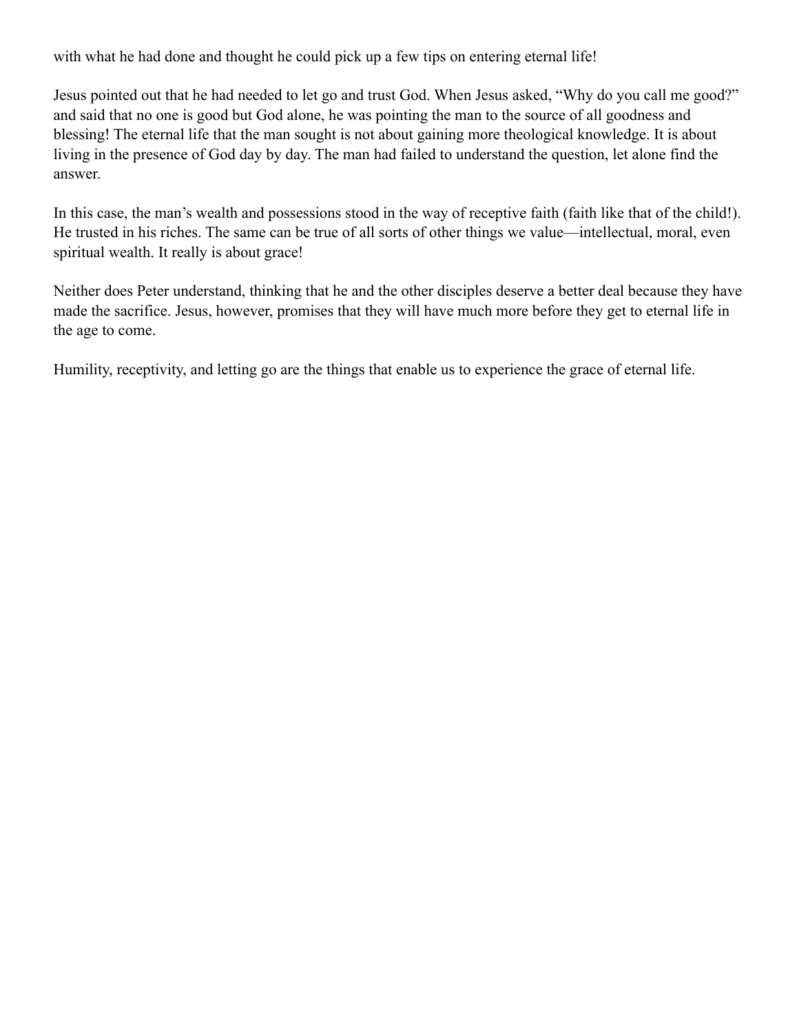with what he had done and thought he could pick up a few tips on entering eternal life!

Jesus pointed out that he had needed to let go and trust God. When Jesus asked, “Why do you call me good?” and said that no one is good but God alone, he was pointing the man to the source of all goodness and blessing! The eternal life that the man sought is not about gaining more theological knowledge. It is about living in the presence of God day by day. The man had failed to understand the question, let alone find the answer.

In this case, the man’s wealth and possessions stood in the way of receptive faith (faith like that of the child!). He trusted in his riches. The same can be true of all sorts of other things we value—intellectual, moral, even spiritual wealth. It really is about grace!

Neither does Peter understand, thinking that he and the other disciples deserve a better deal because they have made the sacrifice. Jesus, however, promises that they will have much more before they get to eternal life in the age to come.

Humility, receptivity, and letting go are the things that enable us to experience the grace of eternal life.